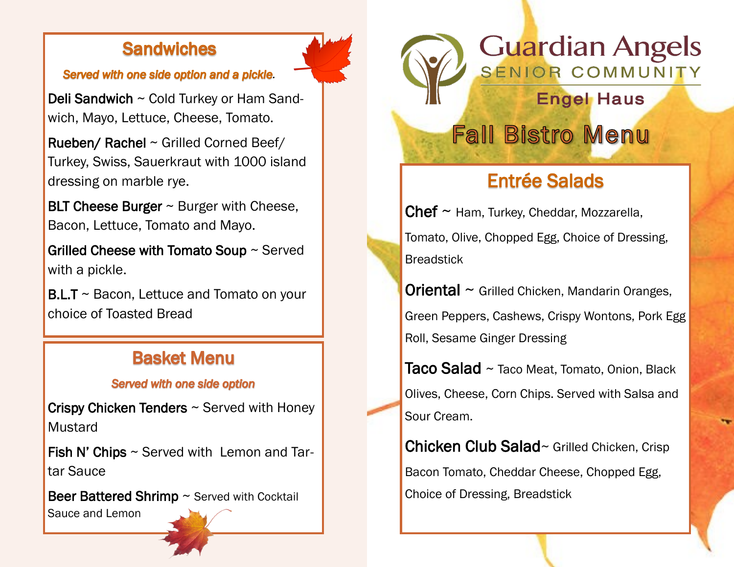# Guardian Angels

SENIOR COMMUNITY

Engel Haus

# Fall Bistro Menu

## Sandwiches

*Served with one side option and a pickle.*

**Deli Sandwich** ~ Cold Turkey or Ham Sandwich, Mayo, Lettuce, Cheese, Tomato.

**Rueben/ Rachel** ~ Grilled Corned Beef/ Turkey, Swiss, Sauerkraut with 1000 island dressing on marble rye.

**BLT Cheese Burger** ~ Burger with Cheese, Bacon, Lettuce, Tomato and Mayo.

**Grilled Cheese with Tomato Soup** ~ Served with a pickle.

**B.L.T** ~ Bacon, Lettuce and Tomato on your choice of Toasted Bread

## Basket Menu

*Served with one side option*

**Crispy Chicken Tenders** ~ Served with Honey Mustard

**Fish N' Chips** ~ Served with Lemon and Tartar Sauce

**Beer Battered Shrimp** ~ Served with Cocktail Sauce and Lemon

## Entrée Salads

**Chef** ~ Ham, Turkey, Cheddar, Mozzarella, Tomato, Olive, Chopped Egg, Choice of Dressing, Breadstick

**Oriental** ~ Grilled Chicken, Mandarin Oranges, Green Peppers, Cashews, Crispy Wontons, Pork Egg Roll, Sesame Ginger Dressing

**Taco Salad** ~ Taco Meat, Tomato, Onion, Black Olives, Cheese, Corn Chips. Served with Salsa and Sour Cream.

**Chicken Club Salad**~ Grilled Chicken, Crisp Bacon Tomato, Cheddar Cheese, Chopped Egg, Choice of Dressing, Breadstick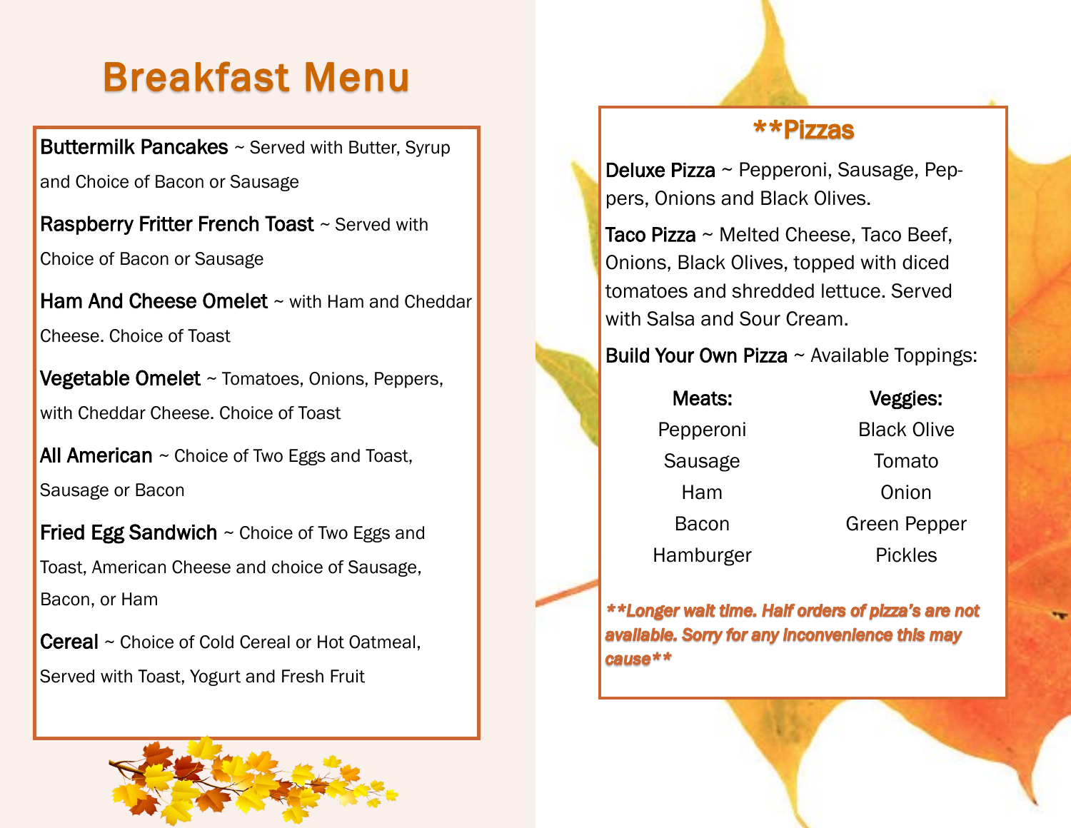# Breakfast Menu

**Buttermilk Pancakes** ~ Served with Butter, Syrup and Choice of Bacon or Sausage

**Raspberry Fritter French Toast** ~ Served with Choice of Bacon or Sausage

**Ham And Cheese Omelet** ~ with Ham and Cheddar Cheese. Choice of Toast

**Vegetable Omelet** ~ Tomatoes, Onions, Peppers, with Cheddar Cheese. Choice of Toast

**All American** ~ Choice of Two Eggs and Toast, Sausage or Bacon

**Fried Egg Sandwich** ~ Choice of Two Eggs and Toast, American Cheese and choice of Sausage, Bacon, or Ham

**Cereal** ~ Choice of Cold Cereal or Hot Oatmeal, Served with Toast, Yogurt and Fresh Fruit

## **Pizzas

**Deluxe Pizza** ~ Pepperoni, Sausage, Peppers, Onions and Black Olives.

**Taco Pizza** ~ Melted Cheese, Taco Beef, Onions, Black Olives, topped with diced tomatoes and shredded lettuce. Served with Salsa and Sour Cream.

**Build Your Own Pizza** ~ Available Toppings:

| Meats: | Veggies: |
|---|---|
| Pepperoni | Black Olive |
| Sausage | Tomato |
| Ham | Onion |
| Bacon | Green Pepper |
| Hamburger | Pickles |

***Longer wait time. Half orders of pizza's are not available. Sorry for any inconvenience this may cause***